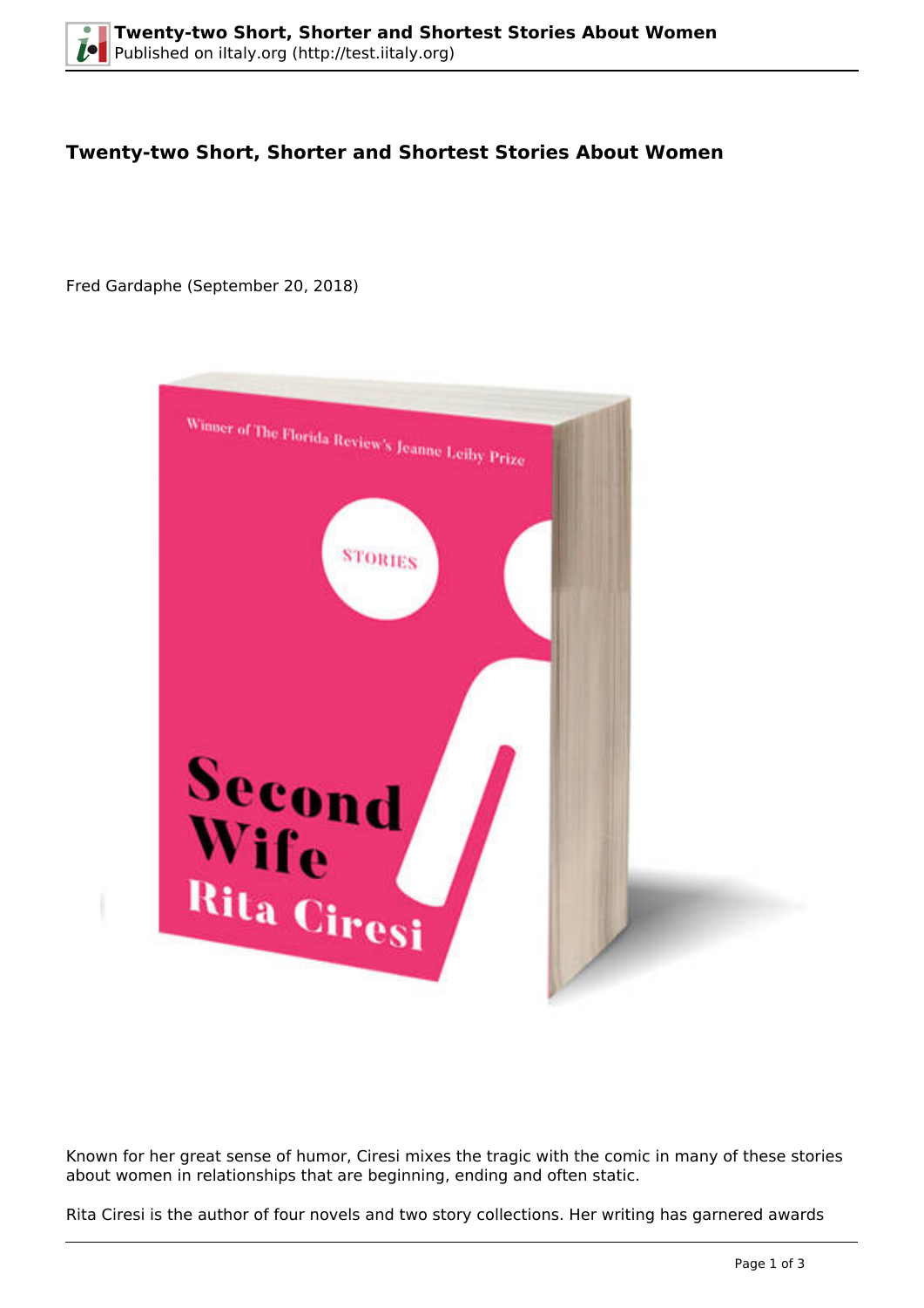# Twenty-two Short, Shorter and Shortest Stories About Women

Fred Gardaphe (September 20, 2018)

Known for her great sense of humor, Ciresi mixes the tragic with the comic in many of these stories about women in relationships that are beginning, ending and often static.

Rita Ciresi is the author of four novels and two story collections. Her writing has garnered awards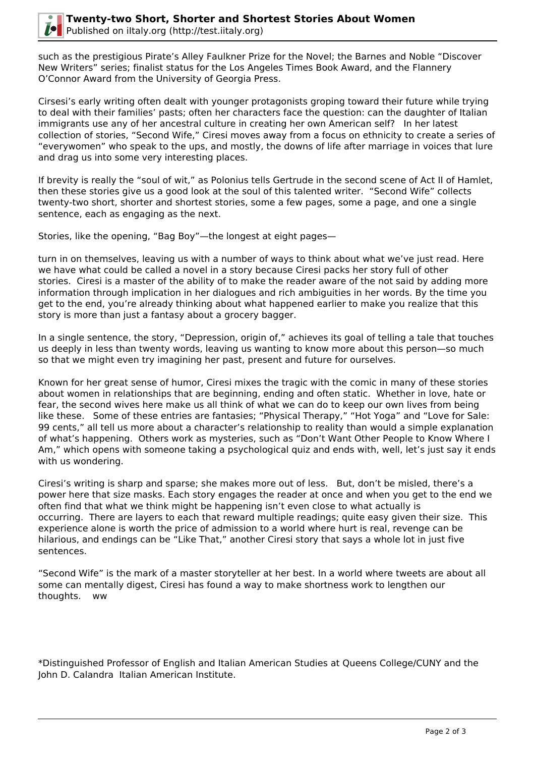such as the prestigious Pirate's Alley Faulkner Prize for the Novel; the Barnes and Noble "Discover New Writers" series; finalist status for the Los Angeles Times Book Award, and the Flannery O'Connor Award from the University of Georgia Press.

Cirsesi's early writing often dealt with younger protagonists groping toward their future while trying to deal with their families' pasts; often her characters face the question: can the daughter of Italian immigrants use any of her ancestral culture in creating her own American self?   In her latest collection of stories, "Second Wife," Ciresi moves away from a focus on ethnicity to create a series of "everywomen" who speak to the ups, and mostly, the downs of life after marriage in voices that lure and drag us into some very interesting places.

If brevity is really the "soul of wit," as Polonius tells Gertrude in the second scene of Act II of Hamlet, then these stories give us a good look at the soul of this talented writer.  "Second Wife" collects twenty-two short, shorter and shortest stories, some a few pages, some a page, and one a single sentence, each as engaging as the next.

Stories, like the opening, "Bag Boy"—the longest at eight pages—

turn in on themselves, leaving us with a number of ways to think about what we've just read. Here we have what could be called a novel in a story because Ciresi packs her story full of other stories.  Ciresi is a master of the ability of to make the reader aware of the not said by adding more information through implication in her dialogues and rich ambiguities in her words. By the time you get to the end, you're already thinking about what happened earlier to make you realize that this story is more than just a fantasy about a grocery bagger.

In a single sentence, the story, "Depression, origin of," achieves its goal of telling a tale that touches us deeply in less than twenty words, leaving us wanting to know more about this person—so much so that we might even try imagining her past, present and future for ourselves.

Known for her great sense of humor, Ciresi mixes the tragic with the comic in many of these stories about women in relationships that are beginning, ending and often static.  Whether in love, hate or fear, the second wives here make us all think of what we can do to keep our own lives from being like these.   Some of these entries are fantasies; "Physical Therapy," "Hot Yoga" and "Love for Sale: 99 cents," all tell us more about a character's relationship to reality than would a simple explanation of what's happening.  Others work as mysteries, such as "Don't Want Other People to Know Where I Am," which opens with someone taking a psychological quiz and ends with, well, let's just say it ends with us wondering.

Ciresi's writing is sharp and sparse; she makes more out of less.   But, don't be misled, there's a power here that size masks. Each story engages the reader at once and when you get to the end we often find that what we think might be happening isn't even close to what actually is occurring.  There are layers to each that reward multiple readings; quite easy given their size.  This experience alone is worth the price of admission to a world where hurt is real, revenge can be hilarious, and endings can be "Like That," another Ciresi story that says a whole lot in just five sentences.

"Second Wife" is the mark of a master storyteller at her best. In a world where tweets are about all some can mentally digest, Ciresi has found a way to make shortness work to lengthen our thoughts.    ww

*Distinguished Professor of English and Italian American Studies at Queens College/CUNY and the John D. Calandra  Italian American Institute.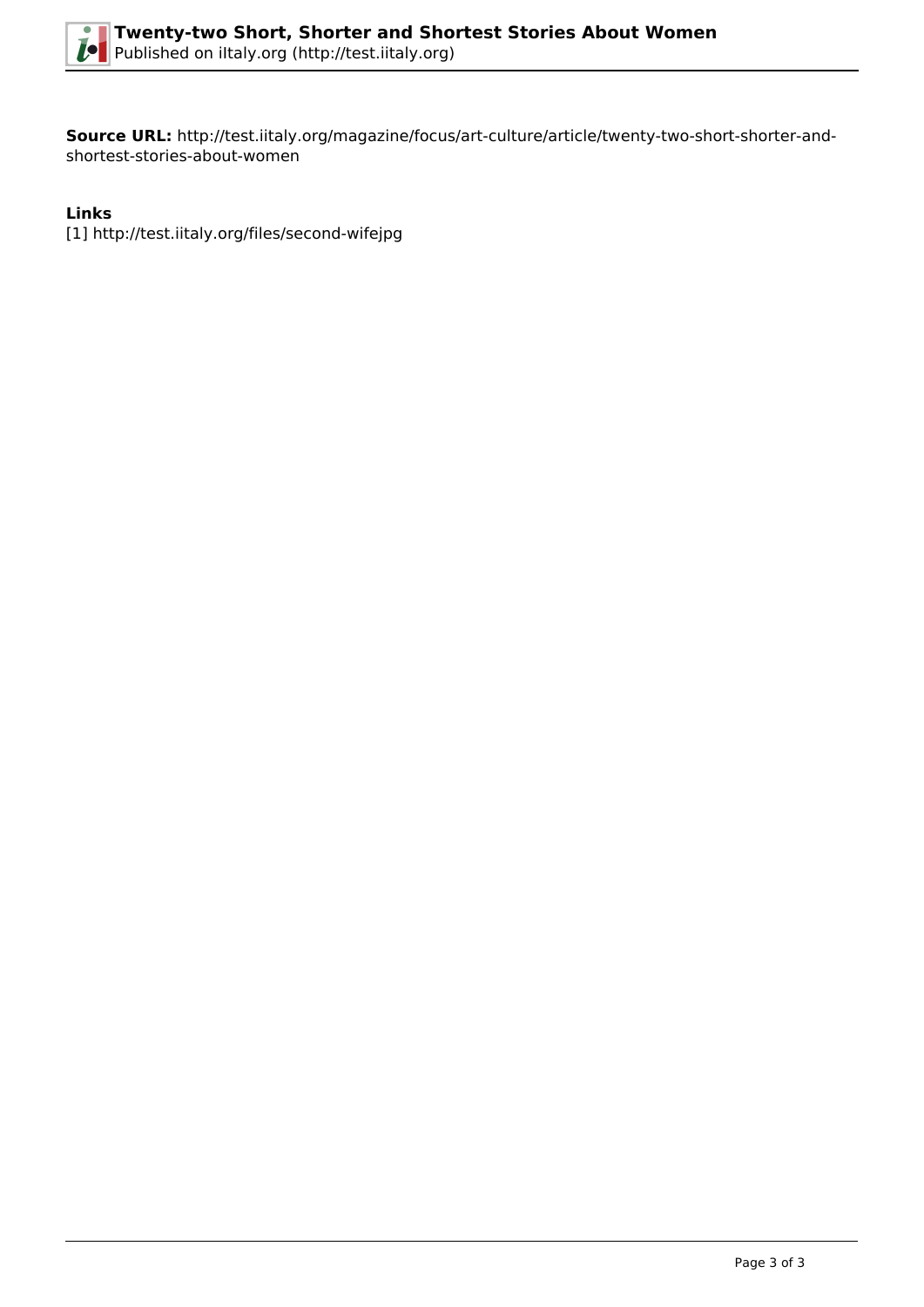**Source URL:** http://test.iitaly.org/magazine/focus/art-culture/article/twenty-two-short-shorter-and-shortest-stories-about-women

**Links**
[1] http://test.iitaly.org/files/second-wifejpg